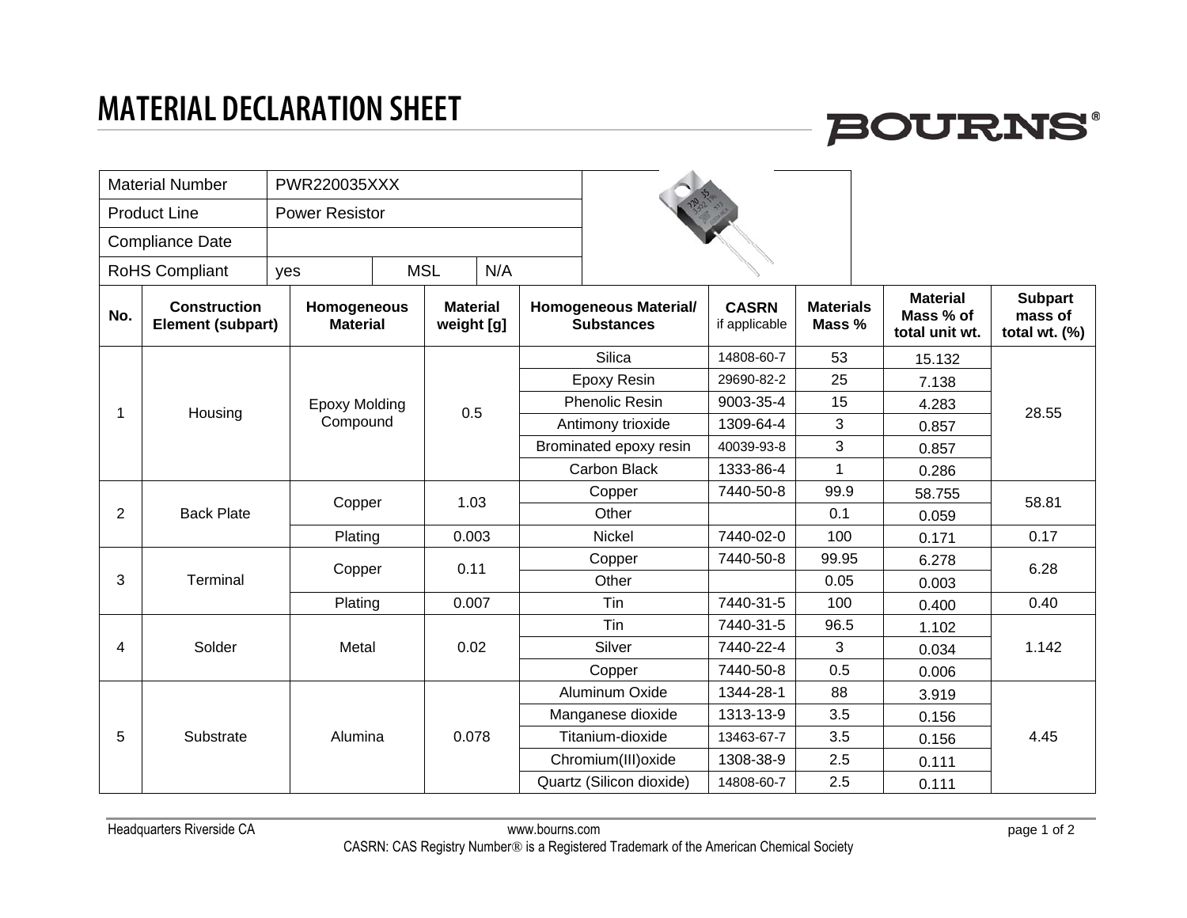# MATERIAL DECLARATION SHEET

| Material Number | PWR220035XXX | | |
|---|---|---|---|
| Product Line | Power Resistor | | |
| Compliance Date | | | |
| RoHS Compliant | yes | MSL | N/A |

| No. | Construction Element (subpart) | Homogeneous Material | Material weight [g] | Homogeneous Material/ Substances | CASRN if applicable | Materials Mass % | Material Mass % of total unit wt. | Subpart mass of total wt. (%) |
|---|---|---|---|---|---|---|---|---|
| 1 | Housing | Epoxy Molding Compound | 0.5 | Silica | 14808-60-7 | 53 | 15.132 | 28.55 |
| | | | | Epoxy Resin | 29690-82-2 | 25 | 7.138 | |
| | | | | Phenolic Resin | 9003-35-4 | 15 | 4.283 | |
| | | | | Antimony trioxide | 1309-64-4 | 3 | 0.857 | |
| | | | | Brominated epoxy resin | 40039-93-8 | 3 | 0.857 | |
| | | | | Carbon Black | 1333-86-4 | 1 | 0.286 | |
| 2 | Back Plate | Copper | 1.03 | Copper | 7440-50-8 | 99.9 | 58.755 | 58.81 |
| | | | | Other | | 0.1 | 0.059 | |
| | | Plating | 0.003 | Nickel | 7440-02-0 | 100 | 0.171 | 0.17 |
| 3 | Terminal | Copper | 0.11 | Copper | 7440-50-8 | 99.95 | 6.278 | 6.28 |
| | | | | Other | | 0.05 | 0.003 | |
| | | Plating | 0.007 | Tin | 7440-31-5 | 100 | 0.400 | 0.40 |
| 4 | Solder | Metal | 0.02 | Tin | 7440-31-5 | 96.5 | 1.102 | 1.142 |
| | | | | Silver | 7440-22-4 | 3 | 0.034 | |
| | | | | Copper | 7440-50-8 | 0.5 | 0.006 | |
| 5 | Substrate | Alumina | 0.078 | Aluminum Oxide | 1344-28-1 | 88 | 3.919 | 4.45 |
| | | | | Manganese dioxide | 1313-13-9 | 3.5 | 0.156 | |
| | | | | Titanium-dioxide | 13463-67-7 | 3.5 | 0.156 | |
| | | | | Chromium(III)oxide | 1308-38-9 | 2.5 | 0.111 | |
| | | | | Quartz (Silicon dioxide) | 14808-60-7 | 2.5 | 0.111 | |

Headquarters Riverside CA www.bourns.com

CASRN: CAS Registry Number® is a Registered Trademark of the American Chemical Society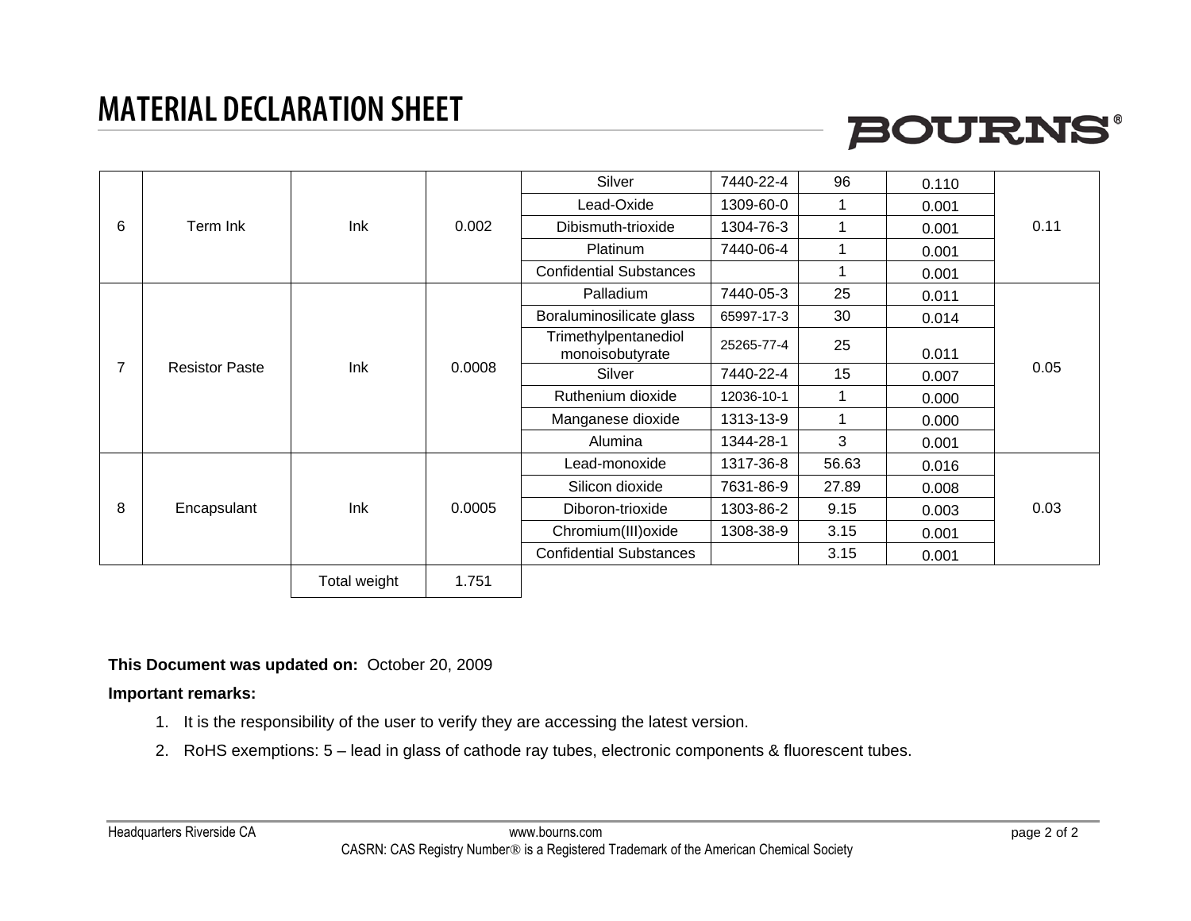# MATERIAL DECLARATION SHEET

| | | | | | | | | |
|---|---|---|---|---|---|---|---|---|
| 6 | Term Ink | Ink | 0.002 | Silver | 7440-22-4 | 96 | 0.110 | 0.11 |
| | | | | Lead-Oxide | 1309-60-0 | 1 | 0.001 | |
| | | | | Dibismuth-trioxide | 1304-76-3 | 1 | 0.001 | |
| | | | | Platinum | 7440-06-4 | 1 | 0.001 | |
| | | | | Confidential Substances | | 1 | 0.001 | |
| 7 | Resistor Paste | Ink | 0.0008 | Palladium | 7440-05-3 | 25 | 0.011 | 0.05 |
| | | | | Boraluminosilicate glass | 65997-17-3 | 30 | 0.014 | |
| | | | | Trimethylpentanediol monoisobutyrate | 25265-77-4 | 25 | 0.011 | |
| | | | | Silver | 7440-22-4 | 15 | 0.007 | |
| | | | | Ruthenium dioxide | 12036-10-1 | 1 | 0.000 | |
| | | | | Manganese dioxide | 1313-13-9 | 1 | 0.000 | |
| | | | | Alumina | 1344-28-1 | 3 | 0.001 | |
| 8 | Encapsulant | Ink | 0.0005 | Lead-monoxide | 1317-36-8 | 56.63 | 0.016 | 0.03 |
| | | | | Silicon dioxide | 7631-86-9 | 27.89 | 0.008 | |
| | | | | Diboron-trioxide | 1303-86-2 | 9.15 | 0.003 | |
| | | | | Chromium(III)oxide | 1308-38-9 | 3.15 | 0.001 | |
| | | | | Confidential Substances | | 3.15 | 0.001 | |
| | | Total weight | 1.751 | | | | | |

**This Document was updated on:** October 20, 2009

**Important remarks:**

1. It is the responsibility of the user to verify they are accessing the latest version.
2. RoHS exemptions: 5 – lead in glass of cathode ray tubes, electronic components & fluorescent tubes.

Headquarters Riverside CA www.bourns.com

CASRN: CAS Registry Number® is a Registered Trademark of the American Chemical Society